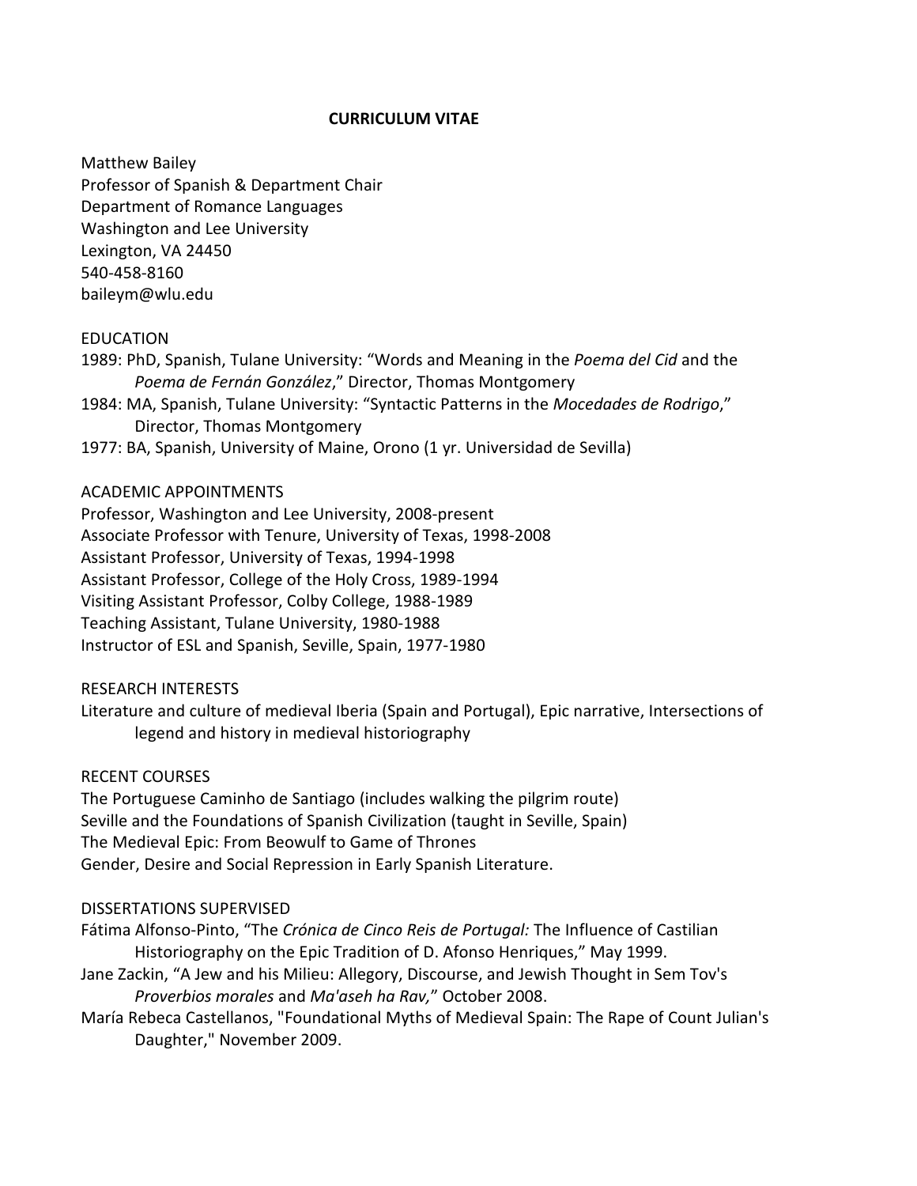# CURRICULUM VITAE

Matthew Bailey
Professor of Spanish & Department Chair
Department of Romance Languages
Washington and Lee University
Lexington, VA 24450
540-458-8160
baileym@wlu.edu

## EDUCATION

1989: PhD, Spanish, Tulane University: "Words and Meaning in the *Poema del Cid* and the *Poema de Fernán González*," Director, Thomas Montgomery

1984: MA, Spanish, Tulane University: "Syntactic Patterns in the *Mocedades de Rodrigo*," Director, Thomas Montgomery

1977: BA, Spanish, University of Maine, Orono (1 yr. Universidad de Sevilla)

## ACADEMIC APPOINTMENTS

Professor, Washington and Lee University, 2008-present
Associate Professor with Tenure, University of Texas, 1998-2008
Assistant Professor, University of Texas, 1994-1998
Assistant Professor, College of the Holy Cross, 1989-1994
Visiting Assistant Professor, Colby College, 1988-1989
Teaching Assistant, Tulane University, 1980-1988
Instructor of ESL and Spanish, Seville, Spain, 1977-1980

## RESEARCH INTERESTS

Literature and culture of medieval Iberia (Spain and Portugal), Epic narrative, Intersections of legend and history in medieval historiography

## RECENT COURSES

The Portuguese Caminho de Santiago (includes walking the pilgrim route)
Seville and the Foundations of Spanish Civilization (taught in Seville, Spain)
The Medieval Epic: From Beowulf to Game of Thrones
Gender, Desire and Social Repression in Early Spanish Literature.

## DISSERTATIONS SUPERVISED

Fátima Alfonso-Pinto, "The *Crónica de Cinco Reis de Portugal:* The Influence of Castilian Historiography on the Epic Tradition of D. Afonso Henriques," May 1999.

Jane Zackin, "A Jew and his Milieu: Allegory, Discourse, and Jewish Thought in Sem Tov's *Proverbios morales* and *Ma'aseh ha Rav,*" October 2008.

María Rebeca Castellanos, "Foundational Myths of Medieval Spain: The Rape of Count Julian's Daughter," November 2009.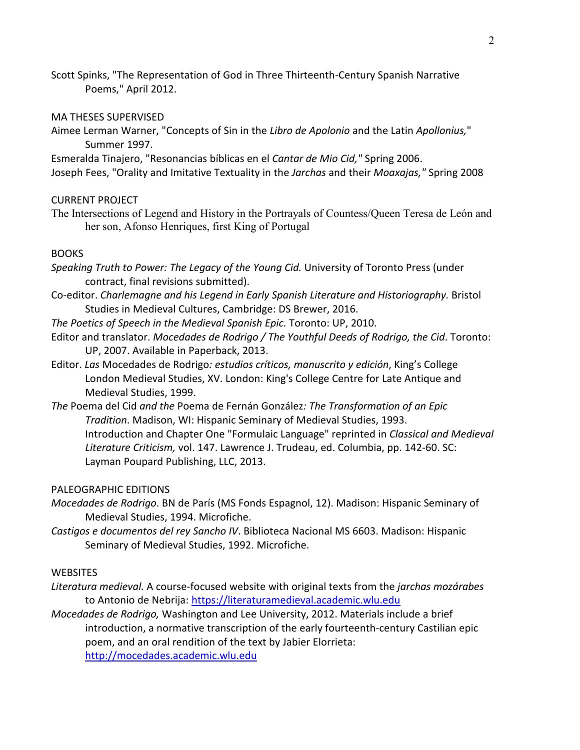Scott Spinks, "The Representation of God in Three Thirteenth-Century Spanish Narrative Poems," April 2012.

MA THESES SUPERVISED

Aimee Lerman Warner, "Concepts of Sin in the *Libro de Apolonio* and the Latin *Apollonius,*" Summer 1997.

Esmeralda Tinajero, "Resonancias bíblicas en el *Cantar de Mio Cid,"* Spring 2006.

Joseph Fees, "Orality and Imitative Textuality in the *Jarchas* and their *Moaxajas,"* Spring 2008

CURRENT PROJECT

The Intersections of Legend and History in the Portrayals of Countess/Queen Teresa de León and her son, Afonso Henriques, first King of Portugal

BOOKS

*Speaking Truth to Power: The Legacy of the Young Cid.* University of Toronto Press (under contract, final revisions submitted).

Co-editor. *Charlemagne and his Legend in Early Spanish Literature and Historiography.* Bristol Studies in Medieval Cultures, Cambridge: DS Brewer, 2016.

*The Poetics of Speech in the Medieval Spanish Epic.* Toronto: UP, 2010.

Editor and translator. *Mocedades de Rodrigo / The Youthful Deeds of Rodrigo, the Cid*. Toronto: UP, 2007. Available in Paperback, 2013.

Editor. *Las* Mocedades de Rodrigo*: estudios críticos, manuscrito y edición*, King's College London Medieval Studies, XV. London: King's College Centre for Late Antique and Medieval Studies, 1999.

*The* Poema del Cid *and the* Poema de Fernán González*: The Transformation of an Epic Tradition*. Madison, WI: Hispanic Seminary of Medieval Studies, 1993. Introduction and Chapter One "Formulaic Language" reprinted in *Classical and Medieval Literature Criticism,* vol. 147. Lawrence J. Trudeau, ed. Columbia, pp. 142-60. SC: Layman Poupard Publishing, LLC, 2013.

PALEOGRAPHIC EDITIONS

*Mocedades de Rodrigo*. BN de París (MS Fonds Espagnol, 12). Madison: Hispanic Seminary of Medieval Studies, 1994. Microfiche.

*Castigos e documentos del rey Sancho IV*. Biblioteca Nacional MS 6603. Madison: Hispanic Seminary of Medieval Studies, 1992. Microfiche.

WEBSITES

*Literatura medieval.* A course-focused website with original texts from the *jarchas mozárabes* to Antonio de Nebrija: https://literaturamedieval.academic.wlu.edu

*Mocedades de Rodrigo,* Washington and Lee University, 2012. Materials include a brief introduction, a normative transcription of the early fourteenth-century Castilian epic poem, and an oral rendition of the text by Jabier Elorrieta: http://mocedades.academic.wlu.edu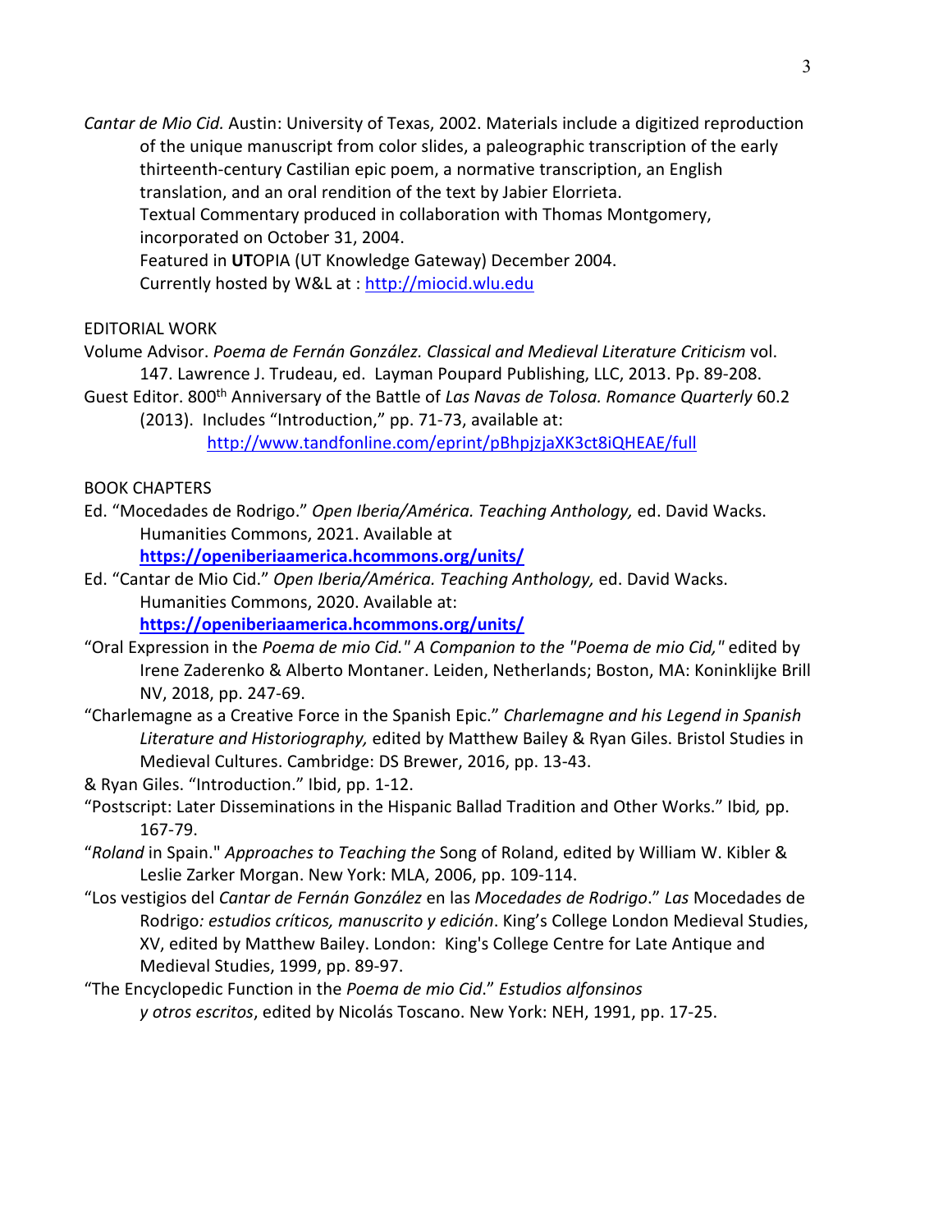*Cantar de Mio Cid.* Austin: University of Texas, 2002. Materials include a digitized reproduction of the unique manuscript from color slides, a paleographic transcription of the early thirteenth-century Castilian epic poem, a normative transcription, an English translation, and an oral rendition of the text by Jabier Elorrieta.
Textual Commentary produced in collaboration with Thomas Montgomery, incorporated on October 31, 2004.
Featured in **UT**OPIA (UT Knowledge Gateway) December 2004.
Currently hosted by W&L at : http://miocid.wlu.edu

EDITORIAL WORK

Volume Advisor. *Poema de Fernán González. Classical and Medieval Literature Criticism* vol. 147. Lawrence J. Trudeau, ed. Layman Poupard Publishing, LLC, 2013. Pp. 89-208.

Guest Editor. 800th Anniversary of the Battle of *Las Navas de Tolosa. Romance Quarterly* 60.2 (2013). Includes "Introduction," pp. 71-73, available at: http://www.tandfonline.com/eprint/pBhpjzjaXK3ct8iQHEAE/full

BOOK CHAPTERS

Ed. "Mocedades de Rodrigo." *Open Iberia/América. Teaching Anthology,* ed. David Wacks. Humanities Commons, 2021. Available at **https://openiberiaamerica.hcommons.org/units/**

Ed. "Cantar de Mio Cid." *Open Iberia/América. Teaching Anthology,* ed. David Wacks. Humanities Commons, 2020. Available at: **https://openiberiaamerica.hcommons.org/units/**

"Oral Expression in the *Poema de mio Cid." A Companion to the "Poema de mio Cid,"* edited by Irene Zaderenko & Alberto Montaner. Leiden, Netherlands; Boston, MA: Koninklijke Brill NV, 2018, pp. 247-69.

"Charlemagne as a Creative Force in the Spanish Epic." *Charlemagne and his Legend in Spanish Literature and Historiography,* edited by Matthew Bailey & Ryan Giles. Bristol Studies in Medieval Cultures. Cambridge: DS Brewer, 2016, pp. 13-43.

& Ryan Giles. "Introduction." Ibid, pp. 1-12.

"Postscript: Later Disseminations in the Hispanic Ballad Tradition and Other Works." Ibid*,* pp. 167-79.

"*Roland* in Spain." *Approaches to Teaching the* Song of Roland, edited by William W. Kibler & Leslie Zarker Morgan. New York: MLA, 2006, pp. 109-114.

"Los vestigios del *Cantar de Fernán González* en las *Mocedades de Rodrigo*." *Las* Mocedades de Rodrigo*: estudios críticos, manuscrito y edición*. King's College London Medieval Studies, XV, edited by Matthew Bailey. London: King's College Centre for Late Antique and Medieval Studies, 1999, pp. 89-97.

"The Encyclopedic Function in the *Poema de mio Cid*." *Estudios alfonsinos y otros escritos*, edited by Nicolás Toscano. New York: NEH, 1991, pp. 17-25.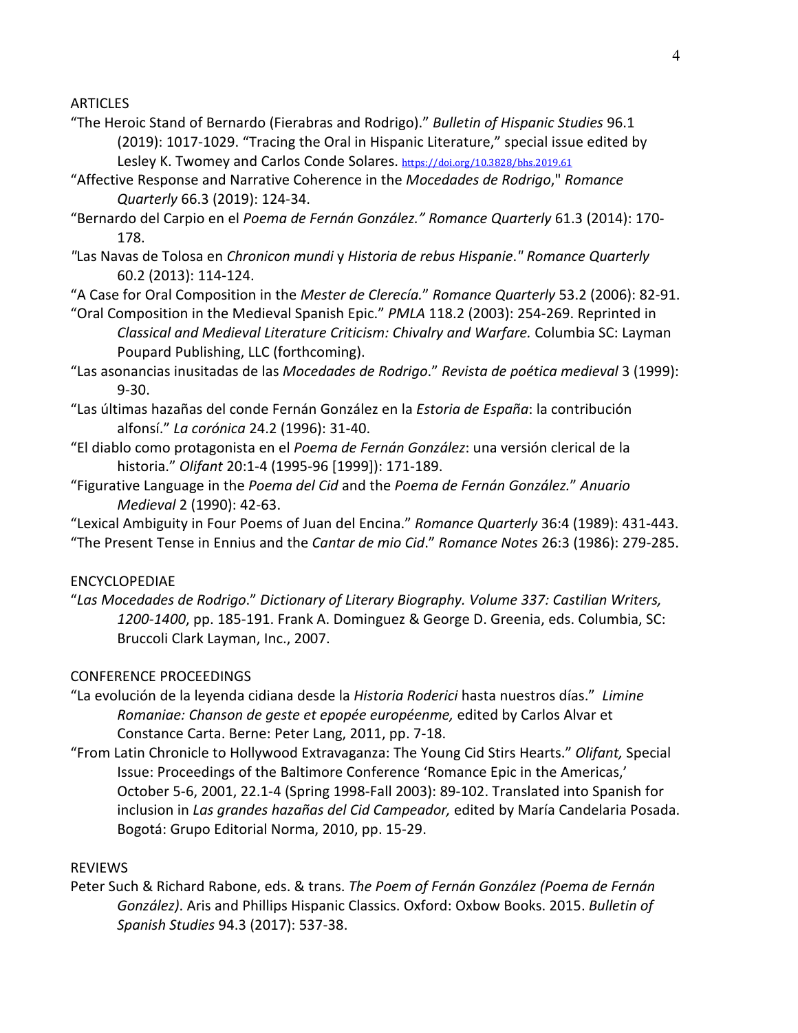ARTICLES

"The Heroic Stand of Bernardo (Fierabras and Rodrigo)." *Bulletin of Hispanic Studies* 96.1 (2019): 1017-1029. "Tracing the Oral in Hispanic Literature," special issue edited by Lesley K. Twomey and Carlos Conde Solares. https://doi.org/10.3828/bhs.2019.61

"Affective Response and Narrative Coherence in the *Mocedades de Rodrigo*," *Romance Quarterly* 66.3 (2019): 124-34.

"Bernardo del Carpio en el *Poema de Fernán González." Romance Quarterly* 61.3 (2014): 170-178.

"Las Navas de Tolosa en *Chronicon mundi* y *Historia de rebus Hispanie*." *Romance Quarterly* 60.2 (2013): 114-124.

"A Case for Oral Composition in the *Mester de Clerecía.*" *Romance Quarterly* 53.2 (2006): 82-91.

"Oral Composition in the Medieval Spanish Epic." *PMLA* 118.2 (2003): 254-269. Reprinted in *Classical and Medieval Literature Criticism: Chivalry and Warfare.* Columbia SC: Layman Poupard Publishing, LLC (forthcoming).

"Las asonancias inusitadas de las *Mocedades de Rodrigo*." *Revista de poética medieval* 3 (1999): 9-30.

"Las últimas hazañas del conde Fernán González en la *Estoria de España*: la contribución alfonsí." *La corónica* 24.2 (1996): 31-40.

"El diablo como protagonista en el *Poema de Fernán González*: una versión clerical de la historia." *Olifant* 20:1-4 (1995-96 [1999]): 171-189.

"Figurative Language in the *Poema del Cid* and the *Poema de Fernán González.*" *Anuario Medieval* 2 (1990): 42-63.

"Lexical Ambiguity in Four Poems of Juan del Encina." *Romance Quarterly* 36:4 (1989): 431-443.

"The Present Tense in Ennius and the *Cantar de mio Cid*." *Romance Notes* 26:3 (1986): 279-285.

ENCYCLOPEDIAE

"*Las Mocedades de Rodrigo*." *Dictionary of Literary Biography. Volume 337: Castilian Writers, 1200-1400*, pp. 185-191. Frank A. Dominguez & George D. Greenia, eds. Columbia, SC: Bruccoli Clark Layman, Inc., 2007.

CONFERENCE PROCEEDINGS

"La evolución de la leyenda cidiana desde la *Historia Roderici* hasta nuestros días." *Limine Romaniae: Chanson de geste et epopée européenne,* edited by Carlos Alvar et Constance Carta. Berne: Peter Lang, 2011, pp. 7-18.

"From Latin Chronicle to Hollywood Extravaganza: The Young Cid Stirs Hearts." *Olifant,* Special Issue: Proceedings of the Baltimore Conference 'Romance Epic in the Americas,' October 5-6, 2001, 22.1-4 (Spring 1998-Fall 2003): 89-102. Translated into Spanish for inclusion in *Las grandes hazañas del Cid Campeador,* edited by María Candelaria Posada. Bogotá: Grupo Editorial Norma, 2010, pp. 15-29.

REVIEWS

Peter Such & Richard Rabone, eds. & trans. *The Poem of Fernán González (Poema de Fernán González)*. Aris and Phillips Hispanic Classics. Oxford: Oxbow Books. 2015. *Bulletin of Spanish Studies* 94.3 (2017): 537-38.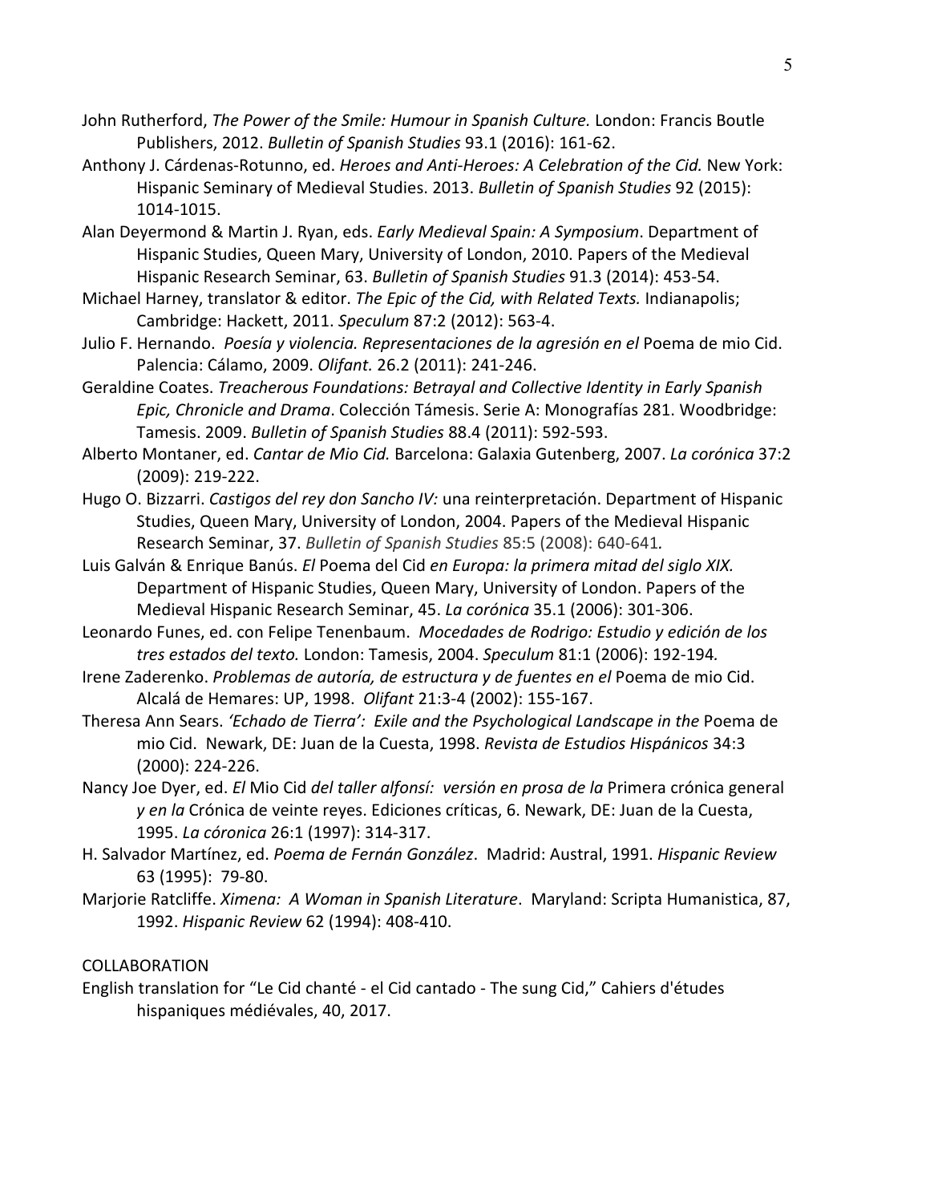John Rutherford, *The Power of the Smile: Humour in Spanish Culture.* London: Francis Boutle Publishers, 2012. *Bulletin of Spanish Studies* 93.1 (2016): 161-62.

Anthony J. Cárdenas-Rotunno, ed. *Heroes and Anti-Heroes: A Celebration of the Cid.* New York: Hispanic Seminary of Medieval Studies. 2013. *Bulletin of Spanish Studies* 92 (2015): 1014-1015.

Alan Deyermond & Martin J. Ryan, eds. *Early Medieval Spain: A Symposium*. Department of Hispanic Studies, Queen Mary, University of London, 2010. Papers of the Medieval Hispanic Research Seminar, 63. *Bulletin of Spanish Studies* 91.3 (2014): 453-54.

Michael Harney, translator & editor. *The Epic of the Cid, with Related Texts.* Indianapolis; Cambridge: Hackett, 2011. *Speculum* 87:2 (2012): 563-4.

Julio F. Hernando. *Poesía y violencia. Representaciones de la agresión en el* Poema de mio Cid. Palencia: Cálamo, 2009. *Olifant.* 26.2 (2011): 241-246.

Geraldine Coates. *Treacherous Foundations: Betrayal and Collective Identity in Early Spanish Epic, Chronicle and Drama*. Colección Támesis. Serie A: Monografías 281. Woodbridge: Tamesis. 2009. *Bulletin of Spanish Studies* 88.4 (2011): 592-593.

Alberto Montaner, ed. *Cantar de Mio Cid.* Barcelona: Galaxia Gutenberg, 2007. *La corónica* 37:2 (2009): 219-222.

Hugo O. Bizzarri. *Castigos del rey don Sancho IV:* una reinterpretación. Department of Hispanic Studies, Queen Mary, University of London, 2004. Papers of the Medieval Hispanic Research Seminar, 37. *Bulletin of Spanish Studies* 85:5 (2008): 640-641*.*

Luis Galván & Enrique Banús. *El* Poema del Cid *en Europa: la primera mitad del siglo XIX.* Department of Hispanic Studies, Queen Mary, University of London. Papers of the Medieval Hispanic Research Seminar, 45. *La corónica* 35.1 (2006): 301-306.

Leonardo Funes, ed. con Felipe Tenenbaum. *Mocedades de Rodrigo: Estudio y edición de los tres estados del texto.* London: Tamesis, 2004. *Speculum* 81:1 (2006): 192-194*.*

Irene Zaderenko. *Problemas de autoría, de estructura y de fuentes en el* Poema de mio Cid. Alcalá de Hemares: UP, 1998. *Olifant* 21:3-4 (2002): 155-167.

Theresa Ann Sears. *'Echado de Tierra': Exile and the Psychological Landscape in the* Poema de mio Cid. Newark, DE: Juan de la Cuesta, 1998. *Revista de Estudios Hispánicos* 34:3 (2000): 224-226.

Nancy Joe Dyer, ed. *El* Mio Cid *del taller alfonsí: versión en prosa de la* Primera crónica general *y en la* Crónica de veinte reyes. Ediciones críticas, 6. Newark, DE: Juan de la Cuesta, 1995. *La córonica* 26:1 (1997): 314-317.

H. Salvador Martínez, ed. *Poema de Fernán González*. Madrid: Austral, 1991. *Hispanic Review* 63 (1995): 79-80.

Marjorie Ratcliffe. *Ximena: A Woman in Spanish Literature*. Maryland: Scripta Humanistica, 87, 1992. *Hispanic Review* 62 (1994): 408-410.

COLLABORATION

English translation for "Le Cid chanté - el Cid cantado - The sung Cid," Cahiers d'études hispaniques médiévales, 40, 2017.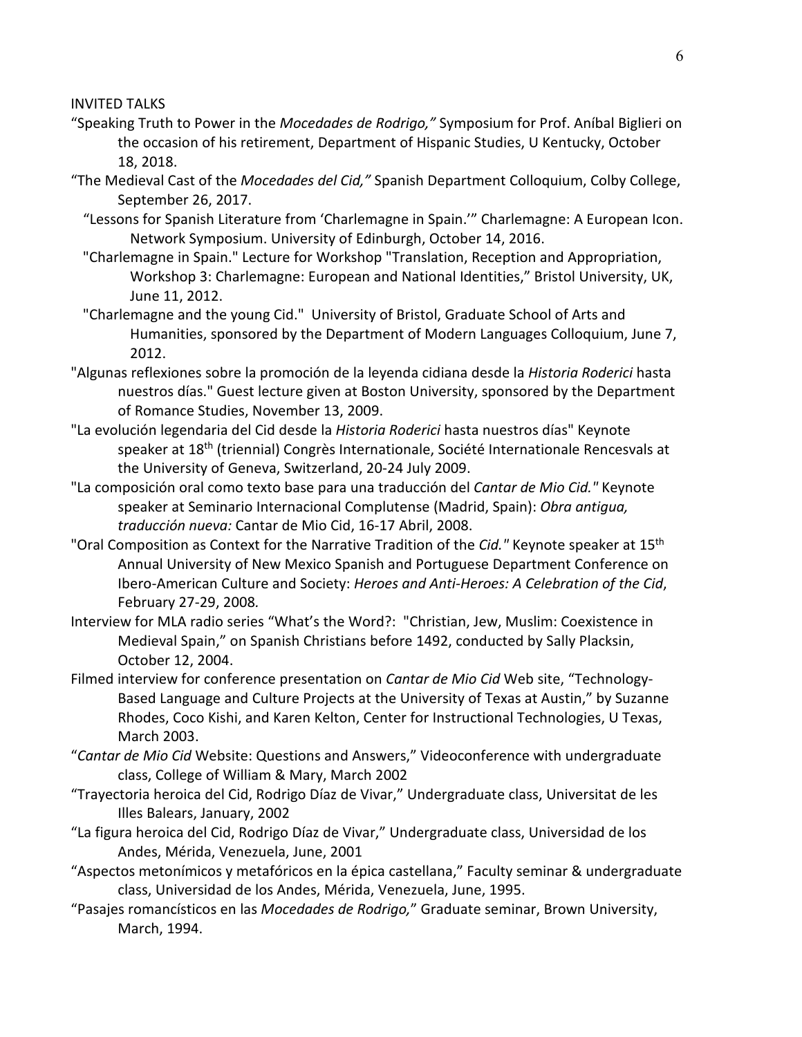INVITED TALKS

"Speaking Truth to Power in the *Mocedades de Rodrigo,"* Symposium for Prof. Aníbal Biglieri on the occasion of his retirement, Department of Hispanic Studies, U Kentucky, October 18, 2018.

"The Medieval Cast of the *Mocedades del Cid,"* Spanish Department Colloquium, Colby College, September 26, 2017.

"Lessons for Spanish Literature from 'Charlemagne in Spain.'" Charlemagne: A European Icon. Network Symposium. University of Edinburgh, October 14, 2016.

"Charlemagne in Spain." Lecture for Workshop "Translation, Reception and Appropriation, Workshop 3: Charlemagne: European and National Identities," Bristol University, UK, June 11, 2012.

"Charlemagne and the young Cid." University of Bristol, Graduate School of Arts and Humanities, sponsored by the Department of Modern Languages Colloquium, June 7, 2012.

"Algunas reflexiones sobre la promoción de la leyenda cidiana desde la *Historia Roderici* hasta nuestros días." Guest lecture given at Boston University, sponsored by the Department of Romance Studies, November 13, 2009.

"La evolución legendaria del Cid desde la *Historia Roderici* hasta nuestros días" Keynote speaker at 18th (triennial) Congrès Internationale, Société Internationale Rencesvals at the University of Geneva, Switzerland, 20-24 July 2009.

"La composición oral como texto base para una traducción del *Cantar de Mio Cid."* Keynote speaker at Seminario Internacional Complutense (Madrid, Spain): *Obra antigua, traducción nueva:* Cantar de Mio Cid, 16-17 Abril, 2008.

"Oral Composition as Context for the Narrative Tradition of the *Cid."* Keynote speaker at 15th Annual University of New Mexico Spanish and Portuguese Department Conference on Ibero-American Culture and Society: *Heroes and Anti-Heroes: A Celebration of the Cid*, February 27-29, 2008.

Interview for MLA radio series "What's the Word?: "Christian, Jew, Muslim: Coexistence in Medieval Spain," on Spanish Christians before 1492, conducted by Sally Placksin, October 12, 2004.

Filmed interview for conference presentation on *Cantar de Mio Cid* Web site, "Technology-Based Language and Culture Projects at the University of Texas at Austin," by Suzanne Rhodes, Coco Kishi, and Karen Kelton, Center for Instructional Technologies, U Texas, March 2003.

"*Cantar de Mio Cid* Website: Questions and Answers," Videoconference with undergraduate class, College of William & Mary, March 2002

"Trayectoria heroica del Cid, Rodrigo Díaz de Vivar," Undergraduate class, Universitat de les Illes Balears, January, 2002

"La figura heroica del Cid, Rodrigo Díaz de Vivar," Undergraduate class, Universidad de los Andes, Mérida, Venezuela, June, 2001

"Aspectos metonímicos y metafóricos en la épica castellana," Faculty seminar & undergraduate class, Universidad de los Andes, Mérida, Venezuela, June, 1995.

"Pasajes romancísticos en las *Mocedades de Rodrigo,*" Graduate seminar, Brown University, March, 1994.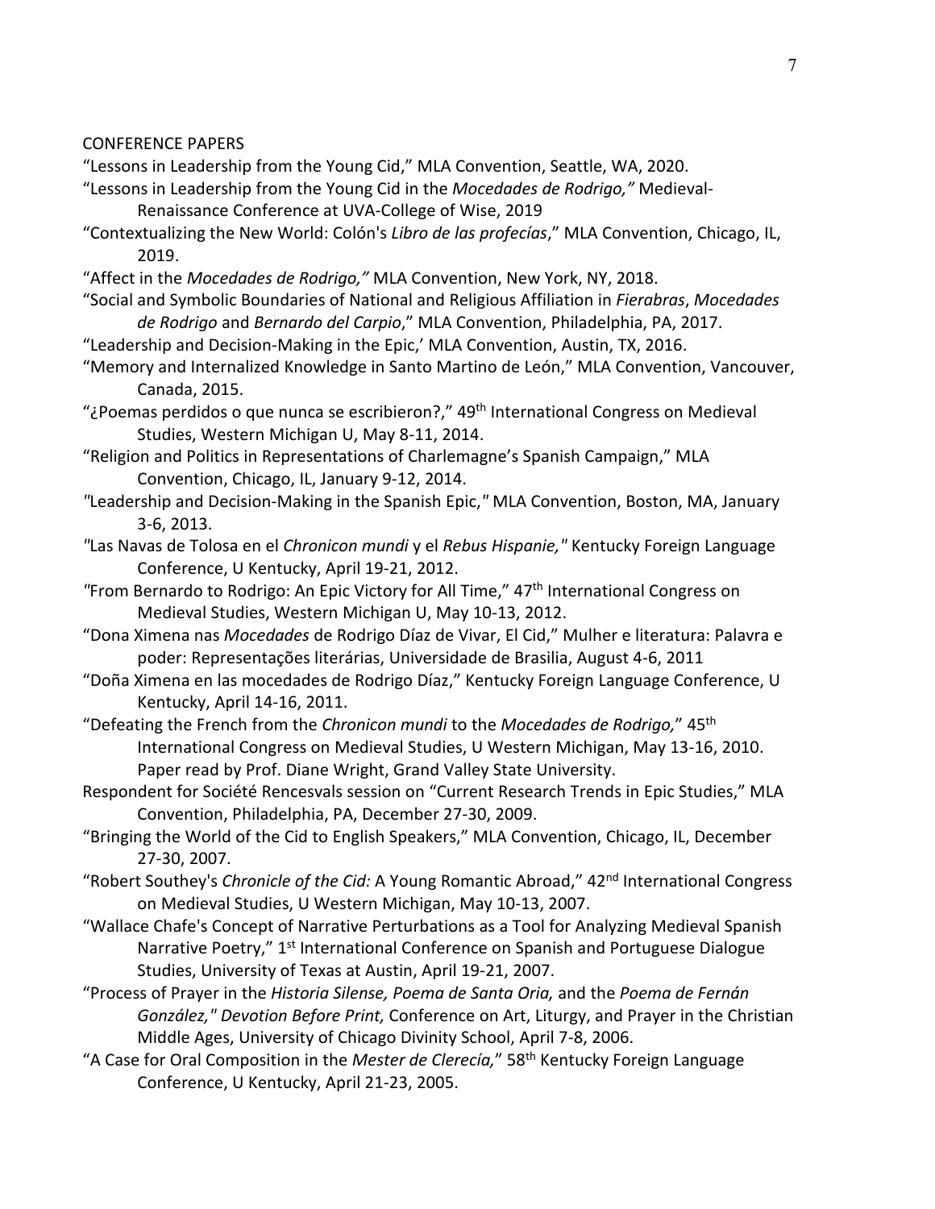CONFERENCE PAPERS

"Lessons in Leadership from the Young Cid," MLA Convention, Seattle, WA, 2020.

"Lessons in Leadership from the Young Cid in the *Mocedades de Rodrigo,"* Medieval-Renaissance Conference at UVA-College of Wise, 2019

"Contextualizing the New World: Colón's *Libro de las profecías*," MLA Convention, Chicago, IL, 2019.

"Affect in the *Mocedades de Rodrigo,"* MLA Convention, New York, NY, 2018.

"Social and Symbolic Boundaries of National and Religious Affiliation in *Fierabras*, *Mocedades de Rodrigo* and *Bernardo del Carpio*," MLA Convention, Philadelphia, PA, 2017.

"Leadership and Decision-Making in the Epic,' MLA Convention, Austin, TX, 2016.

"Memory and Internalized Knowledge in Santo Martino de León," MLA Convention, Vancouver, Canada, 2015.

"¿Poemas perdidos o que nunca se escribieron?," 49th International Congress on Medieval Studies, Western Michigan U, May 8-11, 2014.

"Religion and Politics in Representations of Charlemagne's Spanish Campaign," MLA Convention, Chicago, IL, January 9-12, 2014.

"Leadership and Decision-Making in the Spanish Epic," MLA Convention, Boston, MA, January 3-6, 2013.

"Las Navas de Tolosa en el *Chronicon mundi* y el *Rebus Hispanie,"* Kentucky Foreign Language Conference, U Kentucky, April 19-21, 2012.

"From Bernardo to Rodrigo: An Epic Victory for All Time," 47th International Congress on Medieval Studies, Western Michigan U, May 10-13, 2012.

"Dona Ximena nas *Mocedades* de Rodrigo Díaz de Vivar, El Cid," Mulher e literatura: Palavra e poder: Representações literárias, Universidade de Brasilia, August 4-6, 2011

"Doña Ximena en las mocedades de Rodrigo Díaz," Kentucky Foreign Language Conference, U Kentucky, April 14-16, 2011.

"Defeating the French from the *Chronicon mundi* to the *Mocedades de Rodrigo,"* 45th International Congress on Medieval Studies, U Western Michigan, May 13-16, 2010. Paper read by Prof. Diane Wright, Grand Valley State University.

Respondent for Société Rencesvals session on "Current Research Trends in Epic Studies," MLA Convention, Philadelphia, PA, December 27-30, 2009.

"Bringing the World of the Cid to English Speakers," MLA Convention, Chicago, IL, December 27-30, 2007.

"Robert Southey's *Chronicle of the Cid:* A Young Romantic Abroad," 42nd International Congress on Medieval Studies, U Western Michigan, May 10-13, 2007.

"Wallace Chafe's Concept of Narrative Perturbations as a Tool for Analyzing Medieval Spanish Narrative Poetry," 1st International Conference on Spanish and Portuguese Dialogue Studies, University of Texas at Austin, April 19-21, 2007.

"Process of Prayer in the *Historia Silense, Poema de Santa Oria,* and the *Poema de Fernán González," Devotion Before Print,* Conference on Art, Liturgy, and Prayer in the Christian Middle Ages, University of Chicago Divinity School, April 7-8, 2006.

"A Case for Oral Composition in the *Mester de Clerecía,"* 58th Kentucky Foreign Language Conference, U Kentucky, April 21-23, 2005.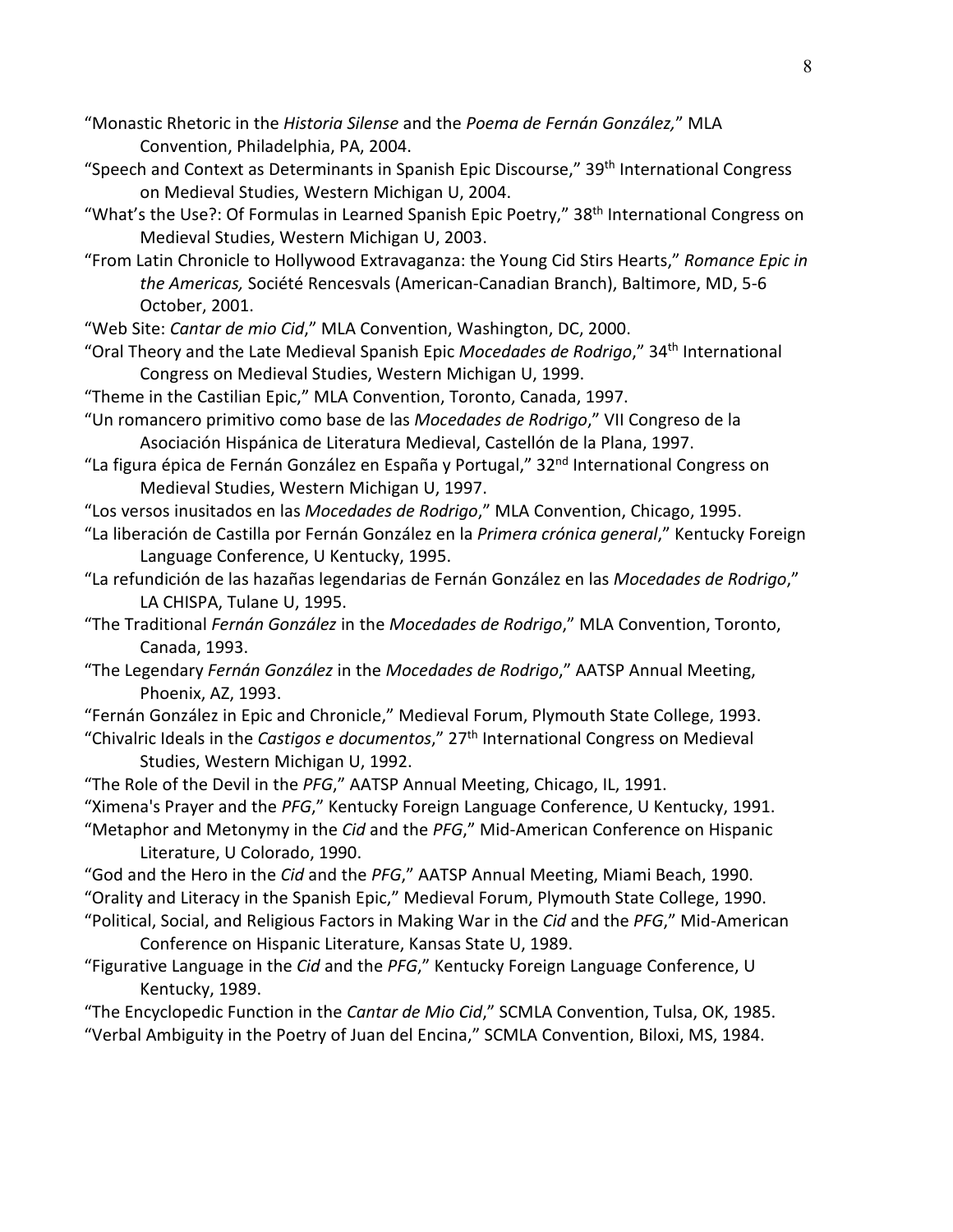"Monastic Rhetoric in the *Historia Silense* and the *Poema de Fernán González,*" MLA Convention, Philadelphia, PA, 2004.

"Speech and Context as Determinants in Spanish Epic Discourse," 39th International Congress on Medieval Studies, Western Michigan U, 2004.

"What's the Use?: Of Formulas in Learned Spanish Epic Poetry," 38th International Congress on Medieval Studies, Western Michigan U, 2003.

"From Latin Chronicle to Hollywood Extravaganza: the Young Cid Stirs Hearts," *Romance Epic in the Americas,* Société Rencesvals (American-Canadian Branch), Baltimore, MD, 5-6 October, 2001.

"Web Site: *Cantar de mio Cid*," MLA Convention, Washington, DC, 2000.

"Oral Theory and the Late Medieval Spanish Epic *Mocedades de Rodrigo*," 34th International Congress on Medieval Studies, Western Michigan U, 1999.

"Theme in the Castilian Epic," MLA Convention, Toronto, Canada, 1997.

"Un romancero primitivo como base de las *Mocedades de Rodrigo*," VII Congreso de la Asociación Hispánica de Literatura Medieval, Castellón de la Plana, 1997.

"La figura épica de Fernán González en España y Portugal," 32nd International Congress on Medieval Studies, Western Michigan U, 1997.

"Los versos inusitados en las *Mocedades de Rodrigo*," MLA Convention, Chicago, 1995.

"La liberación de Castilla por Fernán González en la *Primera crónica general*," Kentucky Foreign Language Conference, U Kentucky, 1995.

"La refundición de las hazañas legendarias de Fernán González en las *Mocedades de Rodrigo*," LA CHISPA, Tulane U, 1995.

"The Traditional *Fernán González* in the *Mocedades de Rodrigo*," MLA Convention, Toronto, Canada, 1993.

"The Legendary *Fernán González* in the *Mocedades de Rodrigo*," AATSP Annual Meeting, Phoenix, AZ, 1993.

"Fernán González in Epic and Chronicle," Medieval Forum, Plymouth State College, 1993.

"Chivalric Ideals in the *Castigos e documentos*," 27th International Congress on Medieval Studies, Western Michigan U, 1992.

"The Role of the Devil in the *PFG*," AATSP Annual Meeting, Chicago, IL, 1991.

"Ximena's Prayer and the *PFG*," Kentucky Foreign Language Conference, U Kentucky, 1991.

"Metaphor and Metonymy in the *Cid* and the *PFG*," Mid-American Conference on Hispanic Literature, U Colorado, 1990.

"God and the Hero in the *Cid* and the *PFG*," AATSP Annual Meeting, Miami Beach, 1990.

"Orality and Literacy in the Spanish Epic," Medieval Forum, Plymouth State College, 1990.

"Political, Social, and Religious Factors in Making War in the *Cid* and the *PFG*," Mid-American Conference on Hispanic Literature, Kansas State U, 1989.

"Figurative Language in the *Cid* and the *PFG*," Kentucky Foreign Language Conference, U Kentucky, 1989.

"The Encyclopedic Function in the *Cantar de Mio Cid*," SCMLA Convention, Tulsa, OK, 1985.

"Verbal Ambiguity in the Poetry of Juan del Encina," SCMLA Convention, Biloxi, MS, 1984.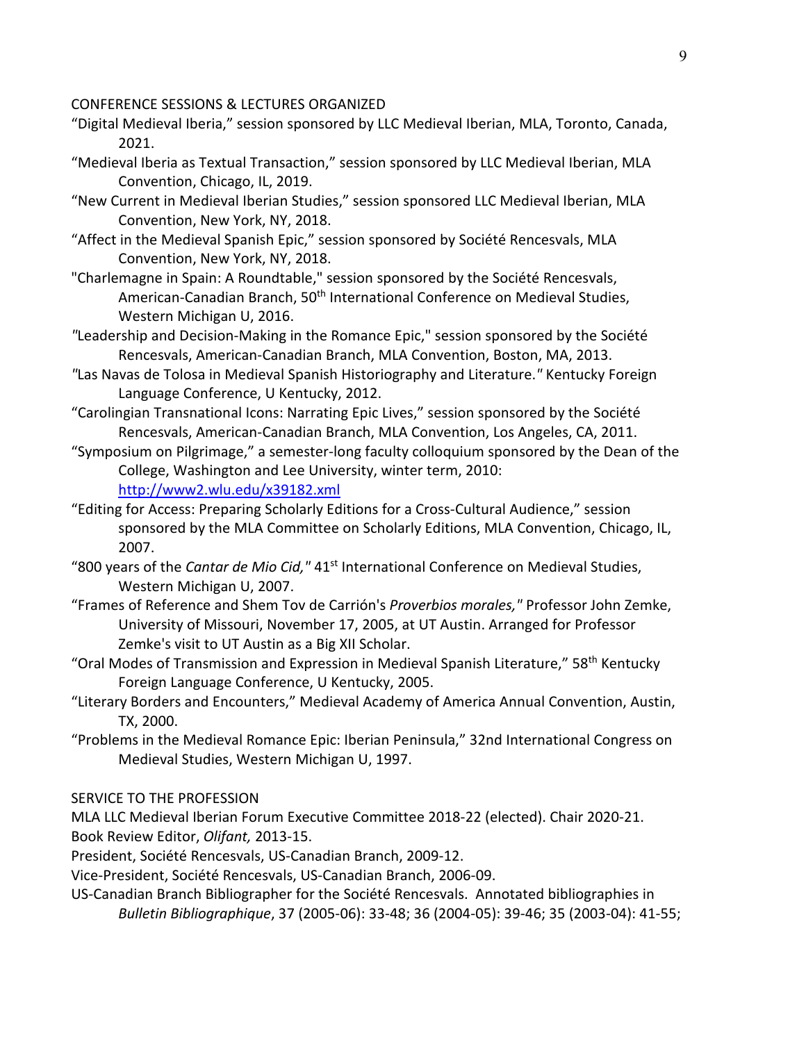CONFERENCE SESSIONS & LECTURES ORGANIZED

"Digital Medieval Iberia," session sponsored by LLC Medieval Iberian, MLA, Toronto, Canada, 2021.

"Medieval Iberia as Textual Transaction," session sponsored by LLC Medieval Iberian, MLA Convention, Chicago, IL, 2019.

"New Current in Medieval Iberian Studies," session sponsored LLC Medieval Iberian, MLA Convention, New York, NY, 2018.

"Affect in the Medieval Spanish Epic," session sponsored by Société Rencesvals, MLA Convention, New York, NY, 2018.

"Charlemagne in Spain: A Roundtable," session sponsored by the Société Rencesvals, American-Canadian Branch, 50th International Conference on Medieval Studies, Western Michigan U, 2016.

"Leadership and Decision-Making in the Romance Epic," session sponsored by the Société Rencesvals, American-Canadian Branch, MLA Convention, Boston, MA, 2013.

"Las Navas de Tolosa in Medieval Spanish Historiography and Literature." Kentucky Foreign Language Conference, U Kentucky, 2012.

"Carolingian Transnational Icons: Narrating Epic Lives," session sponsored by the Société Rencesvals, American-Canadian Branch, MLA Convention, Los Angeles, CA, 2011.

"Symposium on Pilgrimage," a semester-long faculty colloquium sponsored by the Dean of the College, Washington and Lee University, winter term, 2010: http://www2.wlu.edu/x39182.xml

"Editing for Access: Preparing Scholarly Editions for a Cross-Cultural Audience," session sponsored by the MLA Committee on Scholarly Editions, MLA Convention, Chicago, IL, 2007.

"800 years of the *Cantar de Mio Cid,*" 41st International Conference on Medieval Studies, Western Michigan U, 2007.

"Frames of Reference and Shem Tov de Carrión's *Proverbios morales,*" Professor John Zemke, University of Missouri, November 17, 2005, at UT Austin. Arranged for Professor Zemke's visit to UT Austin as a Big XII Scholar.

"Oral Modes of Transmission and Expression in Medieval Spanish Literature," 58th Kentucky Foreign Language Conference, U Kentucky, 2005.

"Literary Borders and Encounters," Medieval Academy of America Annual Convention, Austin, TX, 2000.

"Problems in the Medieval Romance Epic: Iberian Peninsula," 32nd International Congress on Medieval Studies, Western Michigan U, 1997.

SERVICE TO THE PROFESSION

MLA LLC Medieval Iberian Forum Executive Committee 2018-22 (elected). Chair 2020-21.

Book Review Editor, *Olifant,* 2013-15.

President, Société Rencesvals, US-Canadian Branch, 2009-12.

Vice-President, Société Rencesvals, US-Canadian Branch, 2006-09.

US-Canadian Branch Bibliographer for the Société Rencesvals. Annotated bibliographies in *Bulletin Bibliographique*, 37 (2005-06): 33-48; 36 (2004-05): 39-46; 35 (2003-04): 41-55;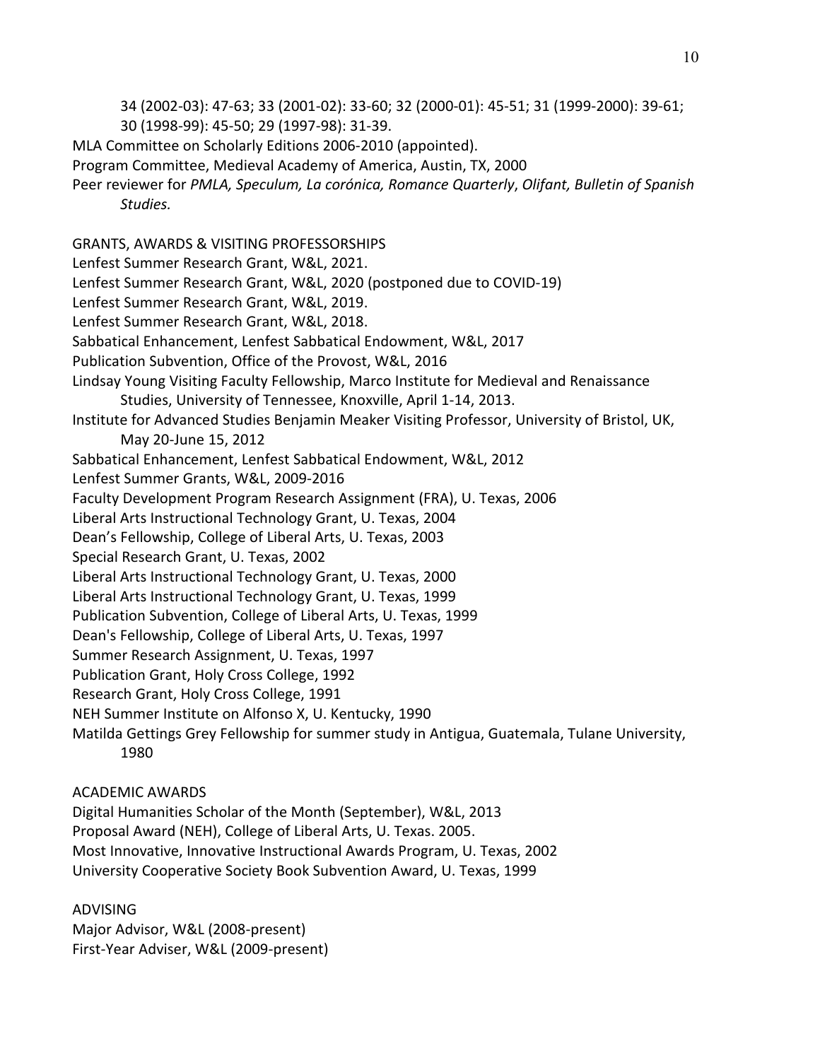34 (2002-03): 47-63; 33 (2001-02): 33-60; 32 (2000-01): 45-51; 31 (1999-2000): 39-61; 30 (1998-99): 45-50; 29 (1997-98): 31-39.

MLA Committee on Scholarly Editions 2006-2010 (appointed).

Program Committee, Medieval Academy of America, Austin, TX, 2000

Peer reviewer for *PMLA, Speculum, La corónica, Romance Quarterly*, *Olifant, Bulletin of Spanish Studies.*

GRANTS, AWARDS & VISITING PROFESSORSHIPS

Lenfest Summer Research Grant, W&L, 2021.

Lenfest Summer Research Grant, W&L, 2020 (postponed due to COVID-19)

Lenfest Summer Research Grant, W&L, 2019.

Lenfest Summer Research Grant, W&L, 2018.

Sabbatical Enhancement, Lenfest Sabbatical Endowment, W&L, 2017

Publication Subvention, Office of the Provost, W&L, 2016

Lindsay Young Visiting Faculty Fellowship, Marco Institute for Medieval and Renaissance Studies, University of Tennessee, Knoxville, April 1-14, 2013.

Institute for Advanced Studies Benjamin Meaker Visiting Professor, University of Bristol, UK, May 20-June 15, 2012

Sabbatical Enhancement, Lenfest Sabbatical Endowment, W&L, 2012

Lenfest Summer Grants, W&L, 2009-2016

Faculty Development Program Research Assignment (FRA), U. Texas, 2006

Liberal Arts Instructional Technology Grant, U. Texas, 2004

Dean's Fellowship, College of Liberal Arts, U. Texas, 2003

Special Research Grant, U. Texas, 2002

Liberal Arts Instructional Technology Grant, U. Texas, 2000

Liberal Arts Instructional Technology Grant, U. Texas, 1999

Publication Subvention, College of Liberal Arts, U. Texas, 1999

Dean's Fellowship, College of Liberal Arts, U. Texas, 1997

Summer Research Assignment, U. Texas, 1997

Publication Grant, Holy Cross College, 1992

Research Grant, Holy Cross College, 1991

NEH Summer Institute on Alfonso X, U. Kentucky, 1990

Matilda Gettings Grey Fellowship for summer study in Antigua, Guatemala, Tulane University, 1980

ACADEMIC AWARDS

Digital Humanities Scholar of the Month (September), W&L, 2013

Proposal Award (NEH), College of Liberal Arts, U. Texas. 2005.

Most Innovative, Innovative Instructional Awards Program, U. Texas, 2002

University Cooperative Society Book Subvention Award, U. Texas, 1999

ADVISING

Major Advisor, W&L (2008-present)

First-Year Adviser, W&L (2009-present)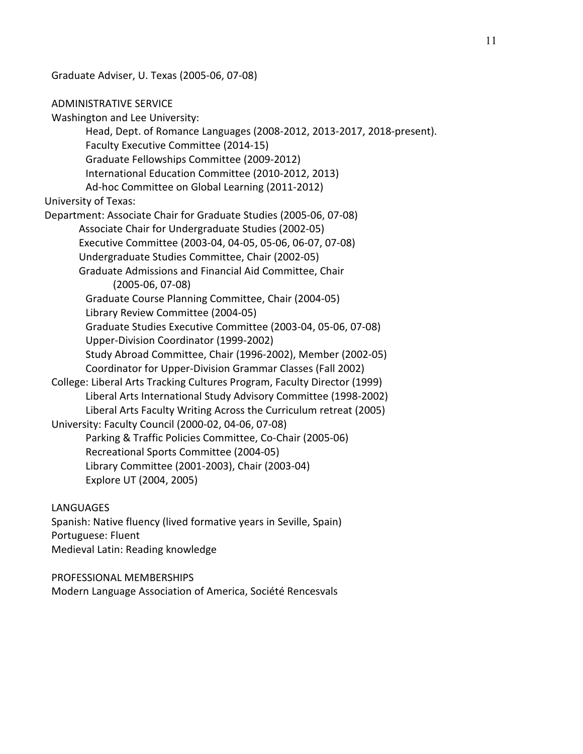Graduate Adviser, U. Texas (2005-06, 07-08)

## ADMINISTRATIVE SERVICE

Washington and Lee University:

- Head, Dept. of Romance Languages (2008-2012, 2013-2017, 2018-present).
- Faculty Executive Committee (2014-15)
- Graduate Fellowships Committee (2009-2012)
- International Education Committee (2010-2012, 2013)
- Ad-hoc Committee on Global Learning (2011-2012)

University of Texas:

Department: Associate Chair for Graduate Studies (2005-06, 07-08)

- Associate Chair for Undergraduate Studies (2002-05)
- Executive Committee (2003-04, 04-05, 05-06, 06-07, 07-08)
- Undergraduate Studies Committee, Chair (2002-05)
- Graduate Admissions and Financial Aid Committee, Chair (2005-06, 07-08)
- Graduate Course Planning Committee, Chair (2004-05)
- Library Review Committee (2004-05)
- Graduate Studies Executive Committee (2003-04, 05-06, 07-08)
- Upper-Division Coordinator (1999-2002)
- Study Abroad Committee, Chair (1996-2002), Member (2002-05)
- Coordinator for Upper-Division Grammar Classes (Fall 2002)

College: Liberal Arts Tracking Cultures Program, Faculty Director (1999)

- Liberal Arts International Study Advisory Committee (1998-2002)
- Liberal Arts Faculty Writing Across the Curriculum retreat (2005)

University: Faculty Council (2000-02, 04-06, 07-08)

- Parking & Traffic Policies Committee, Co-Chair (2005-06)
- Recreational Sports Committee (2004-05)
- Library Committee (2001-2003), Chair (2003-04)
- Explore UT (2004, 2005)

## LANGUAGES

Spanish: Native fluency (lived formative years in Seville, Spain)
Portuguese: Fluent
Medieval Latin: Reading knowledge

## PROFESSIONAL MEMBERSHIPS

Modern Language Association of America, Société Rencesvals